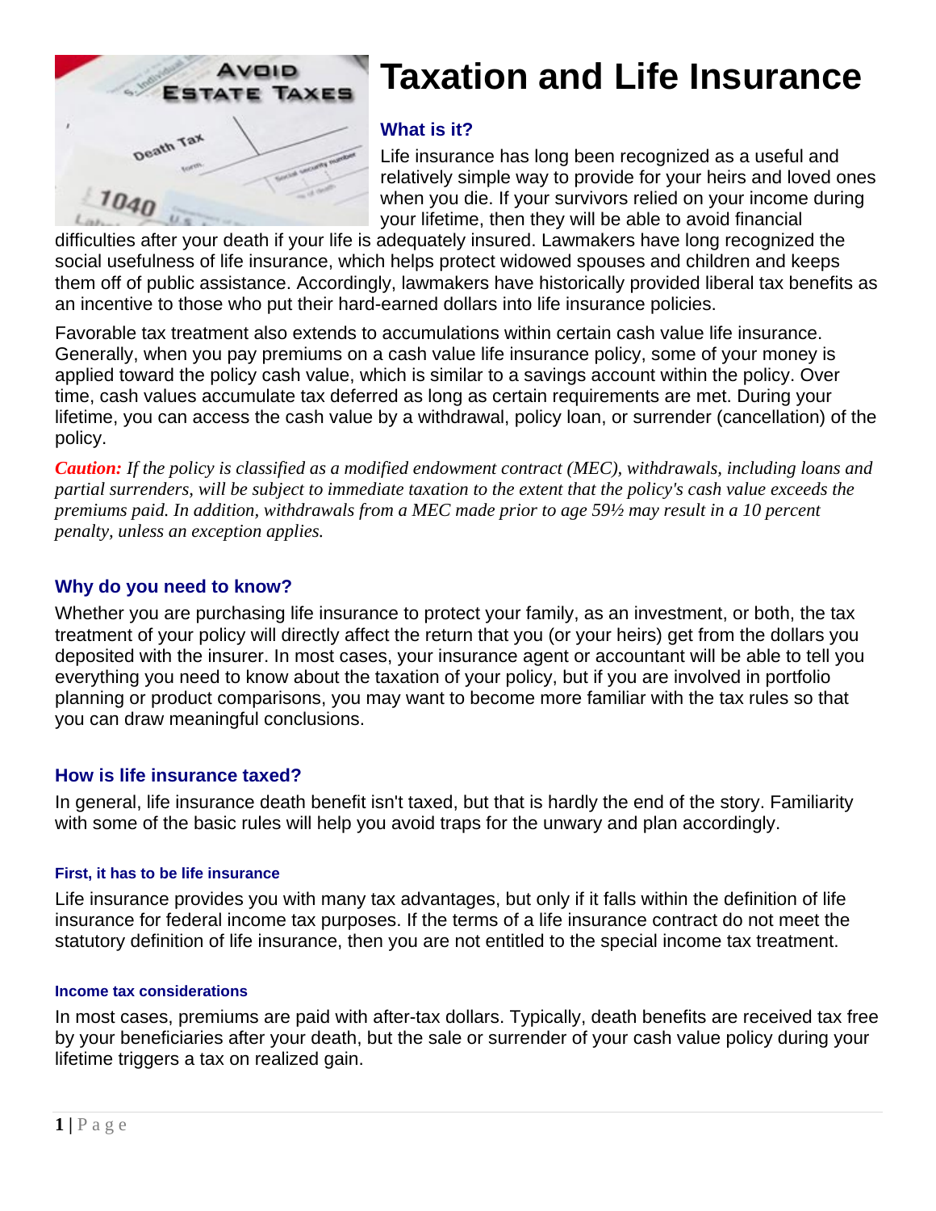# Taxation and Life Insurance

## What is it?

Life insurance has long been recognized as a useful and relatively simple way to provide for your heirs and loved ones when you die. If your survivors relied on your income during your lifetime, then they will be able to avoid financial difficulties after your death if your life is adequately insured. Lawmakers have long recognized the social usefulness of life insurance, which helps protect widowed spouses and children and keeps them off of public assistance. Accordingly, lawmakers have historically provided liberal tax benefits as an incentive to those who put their hard-earned dollars into life insurance policies.

Favorable tax treatment also extends to accumulations within certain cash value life insurance. Generally, when you pay premiums on a cash value life insurance policy, some of your money is applied toward the policy cash value, which is similar to a savings account within the policy. Over time, cash values accumulate tax deferred as long as certain requirements are met. During your lifetime, you can access the cash value by a withdrawal, policy loan, or surrender (cancellation) of the policy.

***Caution:*** *If the policy is classified as a modified endowment contract (MEC), withdrawals, including loans and partial surrenders, will be subject to immediate taxation to the extent that the policy's cash value exceeds the premiums paid. In addition, withdrawals from a MEC made prior to age 59½ may result in a 10 percent penalty, unless an exception applies.*

## Why do you need to know?

Whether you are purchasing life insurance to protect your family, as an investment, or both, the tax treatment of your policy will directly affect the return that you (or your heirs) get from the dollars you deposited with the insurer. In most cases, your insurance agent or accountant will be able to tell you everything you need to know about the taxation of your policy, but if you are involved in portfolio planning or product comparisons, you may want to become more familiar with the tax rules so that you can draw meaningful conclusions.

## How is life insurance taxed?

In general, life insurance death benefit isn't taxed, but that is hardly the end of the story. Familiarity with some of the basic rules will help you avoid traps for the unwary and plan accordingly.

### First, it has to be life insurance

Life insurance provides you with many tax advantages, but only if it falls within the definition of life insurance for federal income tax purposes. If the terms of a life insurance contract do not meet the statutory definition of life insurance, then you are not entitled to the special income tax treatment.

### Income tax considerations

In most cases, premiums are paid with after-tax dollars. Typically, death benefits are received tax free by your beneficiaries after your death, but the sale or surrender of your cash value policy during your lifetime triggers a tax on realized gain.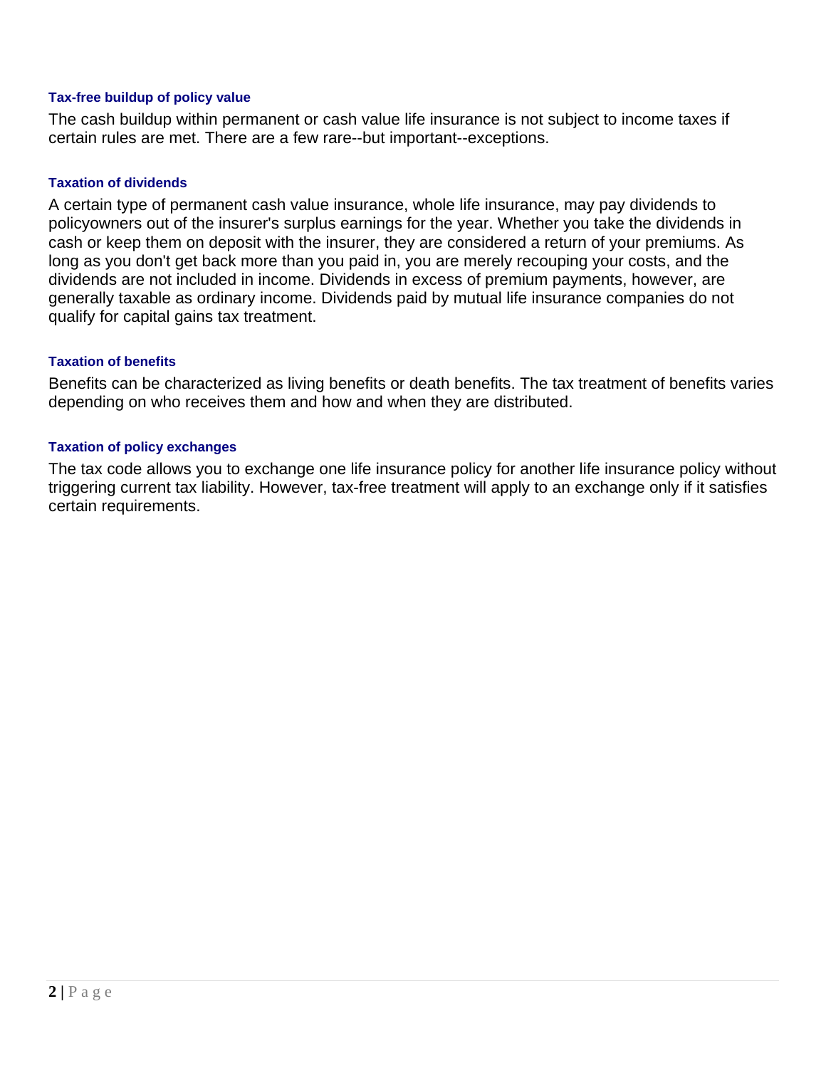### Tax-free buildup of policy value

The cash buildup within permanent or cash value life insurance is not subject to income taxes if certain rules are met. There are a few rare--but important--exceptions.

### Taxation of dividends

A certain type of permanent cash value insurance, whole life insurance, may pay dividends to policyowners out of the insurer's surplus earnings for the year. Whether you take the dividends in cash or keep them on deposit with the insurer, they are considered a return of your premiums. As long as you don't get back more than you paid in, you are merely recouping your costs, and the dividends are not included in income. Dividends in excess of premium payments, however, are generally taxable as ordinary income. Dividends paid by mutual life insurance companies do not qualify for capital gains tax treatment.

### Taxation of benefits

Benefits can be characterized as living benefits or death benefits. The tax treatment of benefits varies depending on who receives them and how and when they are distributed.

### Taxation of policy exchanges

The tax code allows you to exchange one life insurance policy for another life insurance policy without triggering current tax liability. However, tax-free treatment will apply to an exchange only if it satisfies certain requirements.